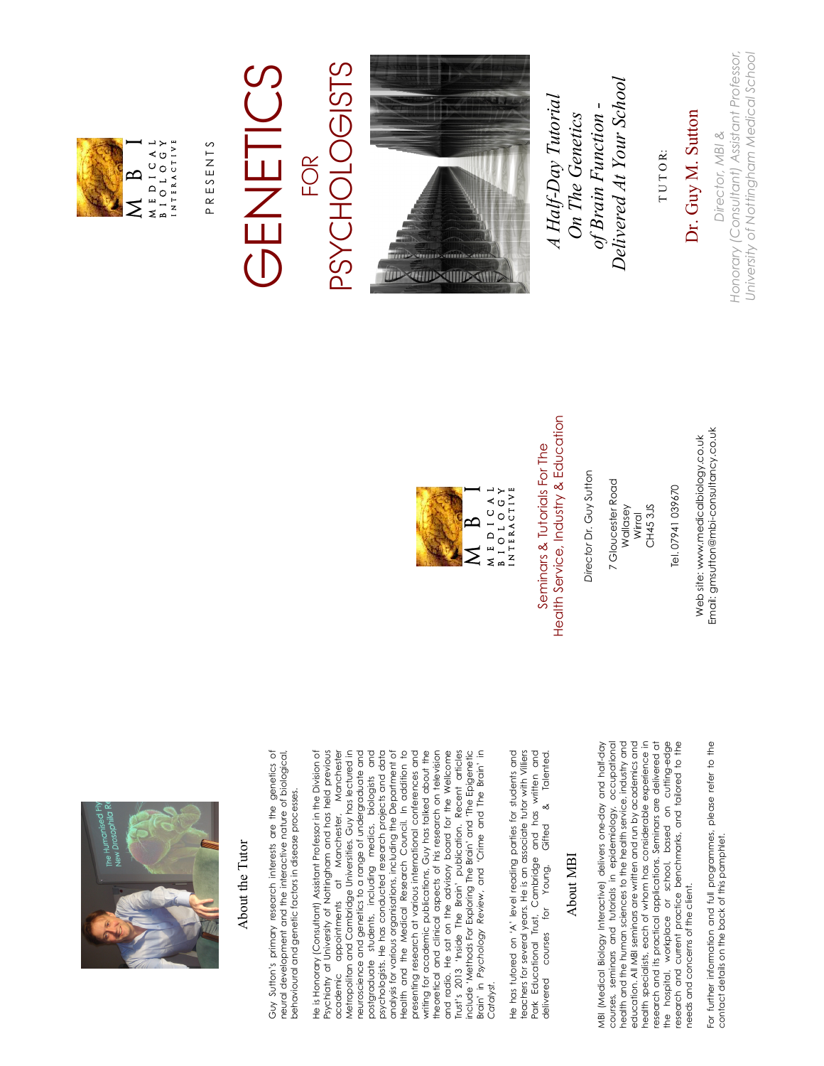## About the Tutor

Guy Sutton's primary research interests are the genetics of neural development and the interactive nature of biological, behavioural and genetic factors in disease processes.

He is Honorary (Consultant) Assistant Professor in the Division of Psychiatry at University of Nottingham and has held previous academic appointments at Manchester, Manchester Metropolitan and Cambridge Universities. Guy has lectured in neuroscience and genetics to a range of undergraduate and postgraduate students, including medics, biologists and psychologists. He has conducted research projects and data analysis for various organisations, including the Department of Health and the Medical Research Council. In addition to presenting research at various international conferences and writing for academic publications, Guy has talked about the theoretical and clinical aspects of his research on television and radio. He sat on the advisory board for the Wellcome Trust's 2013 'Inside The Brain' publication. Recent articles include 'Methods For Exploring The Brain' and 'The Epigenetic Brain' in *Psychology Review*, and 'Crime and The Brain' in *Catalyst*.

He has tutored on 'A' level reading parties for students and teachers for several years. He is an associate tutor with Villiers Park Educational Trust, Cambridge and has written and delivered courses for Young, Gifted & Talented.

## About MBI

MBI (Medical Biology Interactive) delivers one-day and half-day courses, seminars and tutorials in epidemiology, occupational health and the human sciences to the health service, industry and education. All MBI seminars are written and run by academics and health specialists, each of whom has considerable experience in research and its practical applications. Seminars are delivered at the hospital, workplace or school, based on cutting-edge research and current practice benchmarks, and tailored to the needs and concerns of the client.

For further information and full programmes, please refer to the contact details on the back of this pamphlet.

M B I
MEDICAL BIOLOGY INTERACTIVE

Seminars & Tutorials For The Health Service, Industry & Education

*Director* Dr. Guy Sutton

7 Gloucester Road
Wallasey
Wirral
CH45 3JS

Tel. 07941 039670

Web site: www.medicalbiology.co.uk
Email: gmsutton@mbi-consultancy.co.uk

M B I
MEDICAL BIOLOGY INTERACTIVE

PRESENTS

# GENETICS FOR PSYCHOLOGISTS

*A Half-Day Tutorial On The Genetics of Brain Function - Delivered At Your School*

TUTOR:

Dr. Guy M. Sutton

*Director, MBI & Honorary (Consultant) Assistant Professor, University of Nottingham Medical School*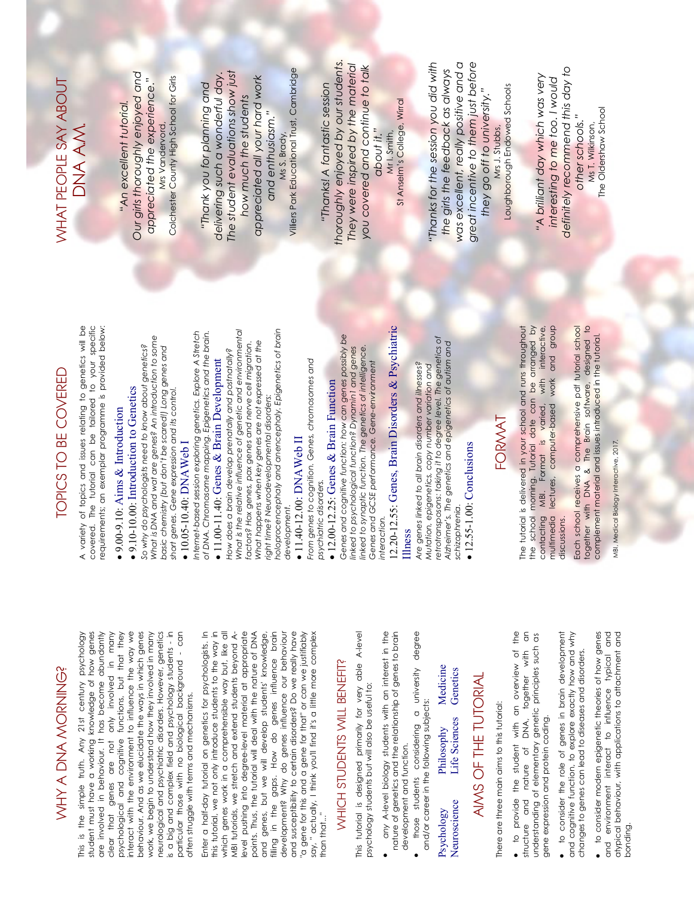# WHY A DNA MORNING?

This is the simple truth. Any 21st century psychology student must have a working knowledge of how genes are involved in behaviour. It has become abundantly clear that genes are not only involved in many psychological and cognitive functions, but that they interact with the environment to influence the way we behave. And as we elucidate the ways in which genes work, we begin to understand how they involved in many neurological and psychiatric disorders. However, genetics is a big and complex field and psychology students - in particular those with no biological background - can often struggle with terms and mechanisms.

Enter a half-day tutorial on genetics for psychologists. In this tutorial, we not only introduce students to the way in which genes work in a comprehensible way but, like all MBI tutorials, we stretch and extend students beyond A-level pushing into degree-level material at appropriate points. Thus, the tutorial will deal with the nature of DNA and genes, but we will develop students' knowledge, filling in the gaps. How do genes influence brain development? Why do genes influence our behaviour and susceptibility to certain disorders? Do we really have "a gene for this and a gene for that" or can we justifiably say," actually, I think you'll find it's a little more complex than that..."

## WHICH STUDENTS WILL BENEFIT?

This tutorial is designed primarily for very able A-level psychology students but will also be useful to:

- any A-level biology students with an interest in the nature of genetics and the relationship of genes to brain development and function.
- those students considering a university degree and/or career in the following subjects:

Psychology  Philosophy  Medicine
Neuroscience  Life Sciences  Genetics

## AIMS OF THE TUTORIAL

There are three main aims to this tutorial:

- to provide the student with an overview of the structure and nature of DNA, together with an understanding of elementary genetic principles such as gene expression and protein coding.
- to consider the role of genes in brain development and cognitive function, to explore exactly how and why changes to genes can lead to diseases and disorders.
- to consider modern epigenetic theories of how genes and environment interact to influence typical and atypical behaviour, with applications to attachment and bonding.

# TOPICS TO BE COVERED

A variety of topics and issues relating to genetics will be covered. The tutorial can be tailored to your specific requirements; an exemplar programme is provided below:

- 9.00-9.10: Aims & Introduction
- 9.10-10.00: Introduction to Genetics

*So why do psychologists need to know about genetics? What is DNA and wat are genes? An introduction to some basic chemistry (but don't be scared!) Long genes and short genes. Gene expression and its control.*

- 10.05-10.40: DNA Web I

*Internet-based session exploring genetics. Explore A Stretch of DNA. Chromosome mapping. Epigenetics and the brain.*

- 11.00-11.40: Genes & Brain Development

*How does a brain develop prenatally and postnatally? What is the relative influence of genetic and environmental factors? Hox genes, pax genes and nerve cell migration. What happens when key genes are not expressed at the right time? Neurodevelopmental disorders: holoprocencephaly and anencephaly. Epigenetics of brain development.*

- 11.40-12.00: DNA Web II

*From genes to cognition. Genes, chromosomes and psychiatric disorders.*

- 12.00-12.25: Genes & Brain Function

*Genes and cognitive function: how can genes possibly be linked to psychological function? Dynamin1 and genes linked to synaptic function. The genetics of intelligence. Genes and GCSE performance. Gene-environment interaction.*

12.20-12.55: Genes, Brain Disorders & Psychiatric Illness

*Are genes linked to all brain disorders and illnesses? Mutation, epigenetics, copy number variation and retrotransposons: taking it to degree level. The genetics of Alzheimer's. The genetics and epigenetics of autism and schizophrenia.*

- 12.55-1.00: Conclusions

## FORMAT

The tutorial is delivered in your school and runs throughout the school morning. Tutorial date can be arranged by contacting MBI. Format is varied, with interactive, multimedia lectures, computer-based work and group discussions.

Each school receives a comprehensive pdf tutorial school together with DNA & The Brain software, designed to complement material and issues introduced in the tutorial.

MBI. Medical Biology Interactive, 2017.

# WHAT PEOPLE SAY ABOUT DNA A.M.

*"An excellent tutorial. Our girls thoroughly enjoyed and appreciated the experience."*
Mrs Vandervord,
Colchester County High School for Girls

*"Thank you for planning and delivering such a wonderful day. The student evaluations show just how much the students appreciated all your hard work and enthusiasm."*
Ms S. Brady,
Villiers Park Educational Trust, Cambridge

*"Thanks! A fantastic session thoroughly enjoyed by our students. They were inspired by the material you covered and continue to talk about it."*
Mr I. Smith,
St Anselm's College, Wirral

*"Thanks for the session you did with the girls the feedback as always was excellent, really positive and a great incentive to them just before they go off to university."*
Mrs J. Stubbs,
Loughborough Endowed Schools

*"A brilliant day which was very interesting to me too. I would definitely recommend this day to other schools."*
Ms T. Wilkinson,
The Oldershaw School